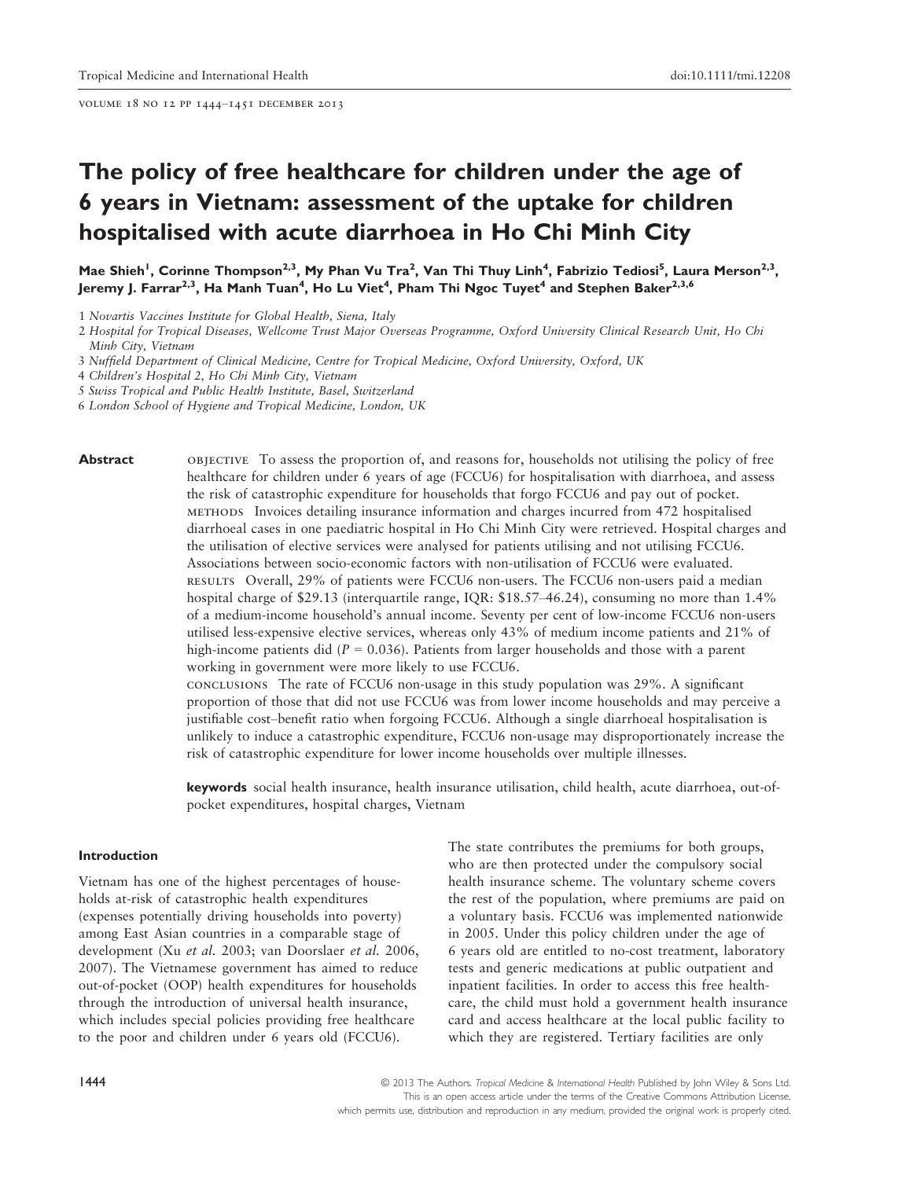# The policy of free healthcare for children under the age of 6 years in Vietnam: assessment of the uptake for children hospitalised with acute diarrhoea in Ho Chi Minh City

**Mae Shieh[1], Corinne Thompson[2,3], My Phan Vu Tra[2], Van Thi Thuy Linh[4], Fabrizio Tediosi[5], Laura Merson[2,3], Jeremy J. Farrar[2,3], Ha Manh Tuan[4], Ho Lu Viet[4], Pham Thi Ngoc Tuyet[4] and Stephen Baker[2,3,6]**

1 *Novartis Vaccines Institute for Global Health, Siena, Italy*
2 *Hospital for Tropical Diseases, Wellcome Trust Major Overseas Programme, Oxford University Clinical Research Unit, Ho Chi Minh City, Vietnam*
3 *Nuffield Department of Clinical Medicine, Centre for Tropical Medicine, Oxford University, Oxford, UK*
4 *Children's Hospital 2, Ho Chi Minh City, Vietnam*
5 *Swiss Tropical and Public Health Institute, Basel, Switzerland*
6 *London School of Hygiene and Tropical Medicine, London, UK*

**Abstract**

OBJECTIVE To assess the proportion of, and reasons for, households not utilising the policy of free healthcare for children under 6 years of age (FCCU6) for hospitalisation with diarrhoea, and assess the risk of catastrophic expenditure for households that forgo FCCU6 and pay out of pocket.

METHODS Invoices detailing insurance information and charges incurred from 472 hospitalised diarrhoeal cases in one paediatric hospital in Ho Chi Minh City were retrieved. Hospital charges and the utilisation of elective services were analysed for patients utilising and not utilising FCCU6. Associations between socio-economic factors with non-utilisation of FCCU6 were evaluated.

RESULTS Overall, 29% of patients were FCCU6 non-users. The FCCU6 non-users paid a median hospital charge of \$29.13 (interquartile range, IQR: \$18.57–46.24), consuming no more than 1.4% of a medium-income household's annual income. Seventy per cent of low-income FCCU6 non-users utilised less-expensive elective services, whereas only 43% of medium income patients and 21% of high-income patients did ($P = 0.036$). Patients from larger households and those with a parent working in government were more likely to use FCCU6.

CONCLUSIONS The rate of FCCU6 non-usage in this study population was 29%. A significant proportion of those that did not use FCCU6 was from lower income households and may perceive a justifiable cost–benefit ratio when forgoing FCCU6. Although a single diarrhoeal hospitalisation is unlikely to induce a catastrophic expenditure, FCCU6 non-usage may disproportionately increase the risk of catastrophic expenditure for lower income households over multiple illnesses.

**keywords** social health insurance, health insurance utilisation, child health, acute diarrhoea, out-of-pocket expenditures, hospital charges, Vietnam

## Introduction

Vietnam has one of the highest percentages of households at-risk of catastrophic health expenditures (expenses potentially driving households into poverty) among East Asian countries in a comparable stage of development (Xu *et al.* 2003; van Doorslaer *et al.* 2006, 2007). The Vietnamese government has aimed to reduce out-of-pocket (OOP) health expenditures for households through the introduction of universal health insurance, which includes special policies providing free healthcare to the poor and children under 6 years old (FCCU6). The state contributes the premiums for both groups, who are then protected under the compulsory social health insurance scheme. The voluntary scheme covers the rest of the population, where premiums are paid on a voluntary basis. FCCU6 was implemented nationwide in 2005. Under this policy children under the age of 6 years old are entitled to no-cost treatment, laboratory tests and generic medications at public outpatient and inpatient facilities. In order to access this free healthcare, the child must hold a government health insurance card and access healthcare at the local public facility to which they are registered. Tertiary facilities are only

© 2013 The Authors. *Tropical Medicine & International Health* Published by John Wiley & Sons Ltd.
This is an open access article under the terms of the Creative Commons Attribution License, which permits use, distribution and reproduction in any medium, provided the original work is properly cited.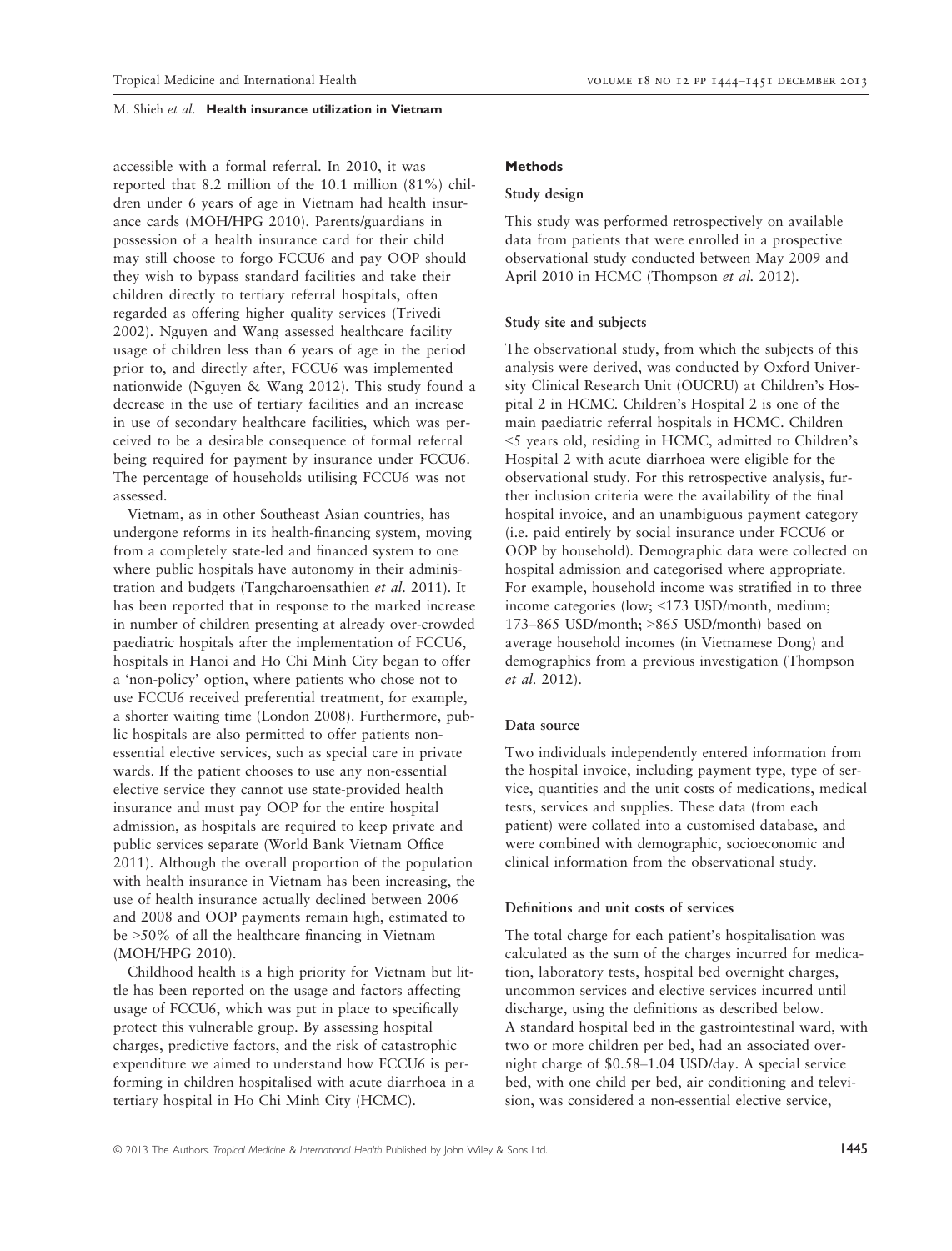accessible with a formal referral. In 2010, it was reported that 8.2 million of the 10.1 million (81%) children under 6 years of age in Vietnam had health insurance cards (MOH/HPG 2010). Parents/guardians in possession of a health insurance card for their child may still choose to forgo FCCU6 and pay OOP should they wish to bypass standard facilities and take their children directly to tertiary referral hospitals, often regarded as offering higher quality services (Trivedi 2002). Nguyen and Wang assessed healthcare facility usage of children less than 6 years of age in the period prior to, and directly after, FCCU6 was implemented nationwide (Nguyen & Wang 2012). This study found a decrease in the use of tertiary facilities and an increase in use of secondary healthcare facilities, which was perceived to be a desirable consequence of formal referral being required for payment by insurance under FCCU6. The percentage of households utilising FCCU6 was not assessed.

Vietnam, as in other Southeast Asian countries, has undergone reforms in its health-financing system, moving from a completely state-led and financed system to one where public hospitals have autonomy in their administration and budgets (Tangcharoensathien *et al.* 2011). It has been reported that in response to the marked increase in number of children presenting at already over-crowded paediatric hospitals after the implementation of FCCU6, hospitals in Hanoi and Ho Chi Minh City began to offer a 'non-policy' option, where patients who chose not to use FCCU6 received preferential treatment, for example, a shorter waiting time (London 2008). Furthermore, public hospitals are also permitted to offer patients non-essential elective services, such as special care in private wards. If the patient chooses to use any non-essential elective service they cannot use state-provided health insurance and must pay OOP for the entire hospital admission, as hospitals are required to keep private and public services separate (World Bank Vietnam Office 2011). Although the overall proportion of the population with health insurance in Vietnam has been increasing, the use of health insurance actually declined between 2006 and 2008 and OOP payments remain high, estimated to be >50% of all the healthcare financing in Vietnam (MOH/HPG 2010).

Childhood health is a high priority for Vietnam but little has been reported on the usage and factors affecting usage of FCCU6, which was put in place to specifically protect this vulnerable group. By assessing hospital charges, predictive factors, and the risk of catastrophic expenditure we aimed to understand how FCCU6 is performing in children hospitalised with acute diarrhoea in a tertiary hospital in Ho Chi Minh City (HCMC).

## Methods

### Study design

This study was performed retrospectively on available data from patients that were enrolled in a prospective observational study conducted between May 2009 and April 2010 in HCMC (Thompson *et al.* 2012).

### Study site and subjects

The observational study, from which the subjects of this analysis were derived, was conducted by Oxford University Clinical Research Unit (OUCRU) at Children's Hospital 2 in HCMC. Children's Hospital 2 is one of the main paediatric referral hospitals in HCMC. Children <5 years old, residing in HCMC, admitted to Children's Hospital 2 with acute diarrhoea were eligible for the observational study. For this retrospective analysis, further inclusion criteria were the availability of the final hospital invoice, and an unambiguous payment category (i.e. paid entirely by social insurance under FCCU6 or OOP by household). Demographic data were collected on hospital admission and categorised where appropriate. For example, household income was stratified in to three income categories (low; <173 USD/month, medium; 173–865 USD/month; >865 USD/month) based on average household incomes (in Vietnamese Dong) and demographics from a previous investigation (Thompson *et al.* 2012).

### Data source

Two individuals independently entered information from the hospital invoice, including payment type, type of service, quantities and the unit costs of medications, medical tests, services and supplies. These data (from each patient) were collated into a customised database, and were combined with demographic, socioeconomic and clinical information from the observational study.

### Definitions and unit costs of services

The total charge for each patient's hospitalisation was calculated as the sum of the charges incurred for medication, laboratory tests, hospital bed overnight charges, uncommon services and elective services incurred until discharge, using the definitions as described below. A standard hospital bed in the gastrointestinal ward, with two or more children per bed, had an associated overnight charge of $0.58–1.04 USD/day. A special service bed, with one child per bed, air conditioning and television, was considered a non-essential elective service,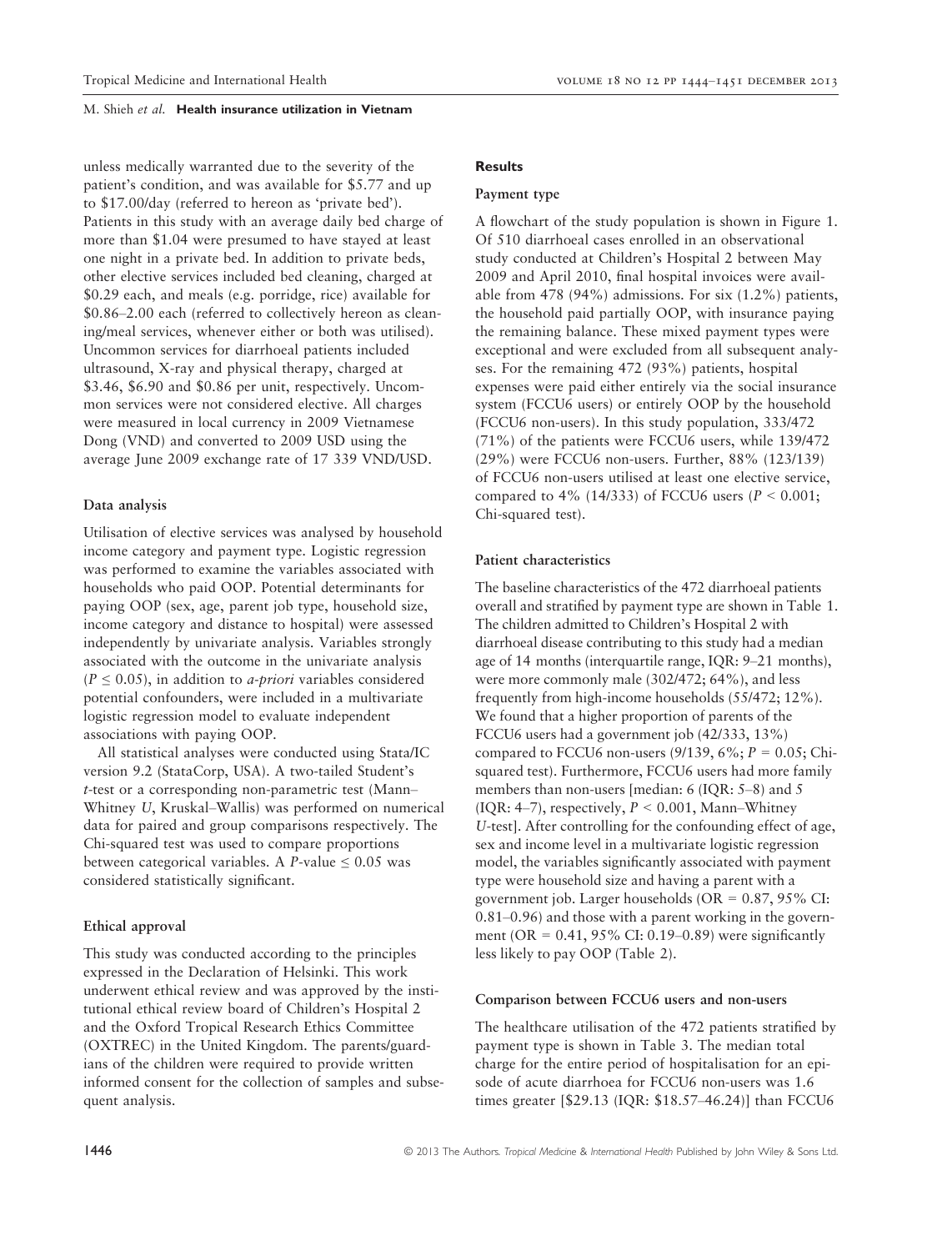unless medically warranted due to the severity of the patient's condition, and was available for \$5.77 and up to \$17.00/day (referred to hereon as 'private bed'). Patients in this study with an average daily bed charge of more than \$1.04 were presumed to have stayed at least one night in a private bed. In addition to private beds, other elective services included bed cleaning, charged at \$0.29 each, and meals (e.g. porridge, rice) available for \$0.86–2.00 each (referred to collectively hereon as cleaning/meal services, whenever either or both was utilised). Uncommon services for diarrhoeal patients included ultrasound, X-ray and physical therapy, charged at \$3.46, \$6.90 and \$0.86 per unit, respectively. Uncommon services were not considered elective. All charges were measured in local currency in 2009 Vietnamese Dong (VND) and converted to 2009 USD using the average June 2009 exchange rate of 17 339 VND/USD.

### Data analysis

Utilisation of elective services was analysed by household income category and payment type. Logistic regression was performed to examine the variables associated with households who paid OOP. Potential determinants for paying OOP (sex, age, parent job type, household size, income category and distance to hospital) were assessed independently by univariate analysis. Variables strongly associated with the outcome in the univariate analysis ($P \leq 0.05$), in addition to *a-priori* variables considered potential confounders, were included in a multivariate logistic regression model to evaluate independent associations with paying OOP.

All statistical analyses were conducted using Stata/IC version 9.2 (StataCorp, USA). A two-tailed Student's *t*-test or a corresponding non-parametric test (Mann–Whitney *U*, Kruskal–Wallis) was performed on numerical data for paired and group comparisons respectively. The Chi-squared test was used to compare proportions between categorical variables. A *P*-value $\leq 0.05$ was considered statistically significant.

### Ethical approval

This study was conducted according to the principles expressed in the Declaration of Helsinki. This work underwent ethical review and was approved by the institutional ethical review board of Children's Hospital 2 and the Oxford Tropical Research Ethics Committee (OXTREC) in the United Kingdom. The parents/guardians of the children were required to provide written informed consent for the collection of samples and subsequent analysis.

## Results

### Payment type

A flowchart of the study population is shown in Figure 1. Of 510 diarrhoeal cases enrolled in an observational study conducted at Children's Hospital 2 between May 2009 and April 2010, final hospital invoices were available from 478 (94%) admissions. For six (1.2%) patients, the household paid partially OOP, with insurance paying the remaining balance. These mixed payment types were exceptional and were excluded from all subsequent analyses. For the remaining 472 (93%) patients, hospital expenses were paid either entirely via the social insurance system (FCCU6 users) or entirely OOP by the household (FCCU6 non-users). In this study population, 333/472 (71%) of the patients were FCCU6 users, while 139/472 (29%) were FCCU6 non-users. Further, 88% (123/139) of FCCU6 non-users utilised at least one elective service, compared to 4% (14/333) of FCCU6 users ($P < 0.001$; Chi-squared test).

### Patient characteristics

The baseline characteristics of the 472 diarrhoeal patients overall and stratified by payment type are shown in Table 1. The children admitted to Children's Hospital 2 with diarrhoeal disease contributing to this study had a median age of 14 months (interquartile range, IQR: 9–21 months), were more commonly male (302/472; 64%), and less frequently from high-income households (55/472; 12%). We found that a higher proportion of parents of the FCCU6 users had a government job (42/333, 13%) compared to FCCU6 non-users (9/139, 6%; $P = 0.05$; Chi-squared test). Furthermore, FCCU6 users had more family members than non-users [median: 6 (IQR: 5–8) and 5 (IQR: 4–7), respectively, $P < 0.001$, Mann–Whitney *U*-test]. After controlling for the confounding effect of age, sex and income level in a multivariate logistic regression model, the variables significantly associated with payment type were household size and having a parent with a government job. Larger households (OR = 0.87, 95% CI: 0.81–0.96) and those with a parent working in the government (OR = 0.41, 95% CI: 0.19–0.89) were significantly less likely to pay OOP (Table 2).

### Comparison between FCCU6 users and non-users

The healthcare utilisation of the 472 patients stratified by payment type is shown in Table 3. The median total charge for the entire period of hospitalisation for an episode of acute diarrhoea for FCCU6 non-users was 1.6 times greater [\$29.13 (IQR: \$18.57–46.24)] than FCCU6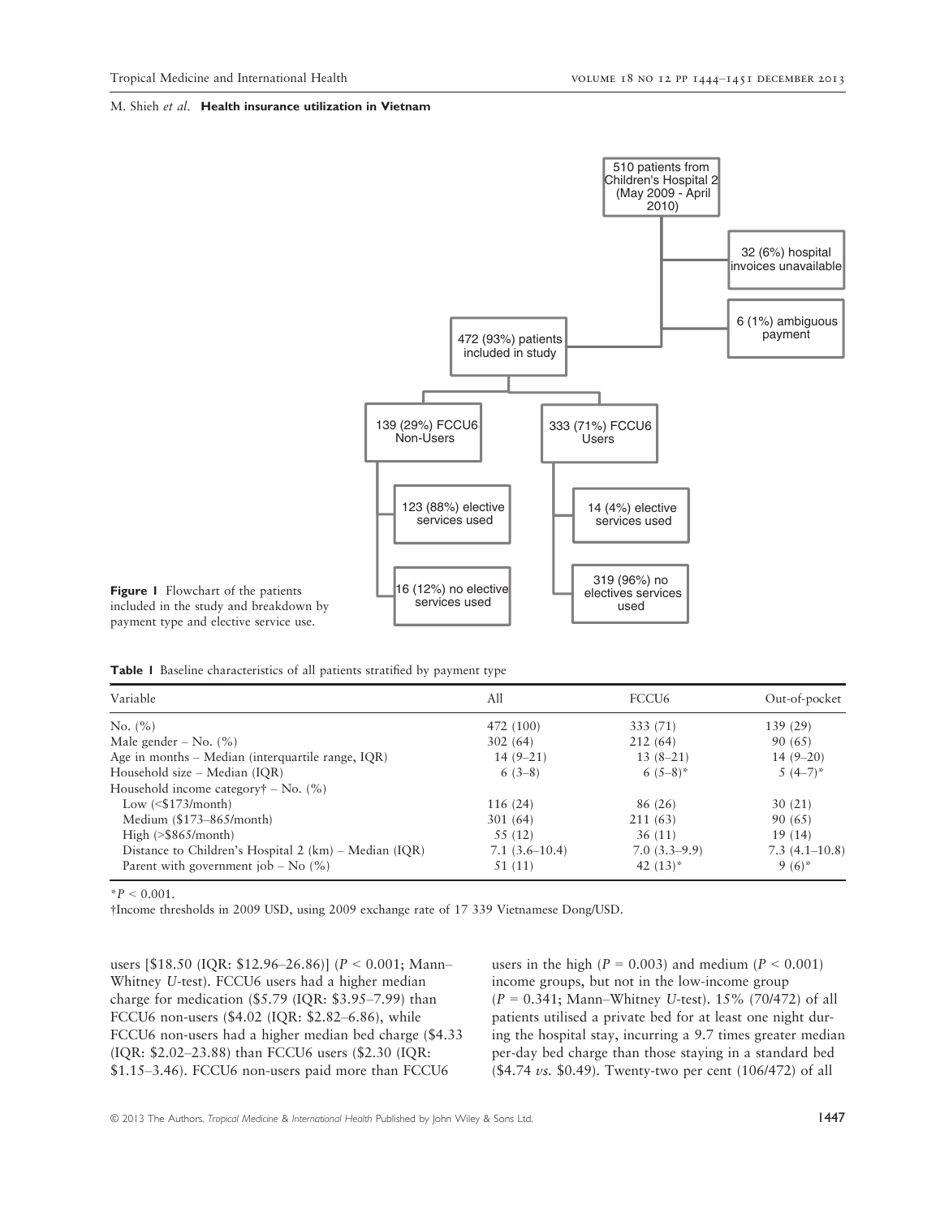510 patients from Children's Hospital 2 (May 2009 - April 2010)

32 (6%) hospital invoices unavailable

6 (1%) ambiguous payment

472 (93%) patients included in study

139 (29%) FCCU6 Non-Users

333 (71%) FCCU6 Users

123 (88%) elective services used

16 (12%) no elective services used

14 (4%) elective services used

319 (96%) no electives services used

**Figure 1** Flowchart of the patients included in the study and breakdown by payment type and elective service use.

**Table 1** Baseline characteristics of all patients stratified by payment type

| Variable | All | FCCU6 | Out-of-pocket |
|---|---|---|---|
| No. (%) | 472 (100) | 333 (71) | 139 (29) |
| Male gender – No. (%) | 302 (64) | 212 (64) | 90 (65) |
| Age in months – Median (interquartile range, IQR) | 14 (9–21) | 13 (8–21) | 14 (9–20) |
| Household size – Median (IQR) | 6 (3–8) | 6 (5–8)* | 5 (4–7)* |
| Household income category† – No. (%) | | | |
| Low (<$173/month) | 116 (24) | 86 (26) | 30 (21) |
| Medium ($173–865/month) | 301 (64) | 211 (63) | 90 (65) |
| High (>$865/month) | 55 (12) | 36 (11) | 19 (14) |
| Distance to Children's Hospital 2 (km) – Median (IQR) | 7.1 (3.6–10.4) | 7.0 (3.3–9.9) | 7.3 (4.1–10.8) |
| Parent with government job – No (%) | 51 (11) | 42 (13)* | 9 (6)* |

*$P < 0.001$.

†Income thresholds in 2009 USD, using 2009 exchange rate of 17 339 Vietnamese Dong/USD.

users [$18.50 (IQR: $12.96–26.86)] ($P < 0.001$; Mann–Whitney *U*-test). FCCU6 users had a higher median charge for medication ($5.79 (IQR: $3.95–7.99) than FCCU6 non-users ($4.02 (IQR: $2.82–6.86), while FCCU6 non-users had a higher median bed charge ($4.33 (IQR: $2.02–23.88) than FCCU6 users ($2.30 (IQR: $1.15–3.46). FCCU6 non-users paid more than FCCU6 users in the high ($P = 0.003$) and medium ($P < 0.001$) income groups, but not in the low-income group ($P = 0.341$; Mann–Whitney *U*-test). 15% (70/472) of all patients utilised a private bed for at least one night during the hospital stay, incurring a 9.7 times greater median per-day bed charge than those staying in a standard bed ($4.74 *vs.* $0.49). Twenty-two per cent (106/472) of all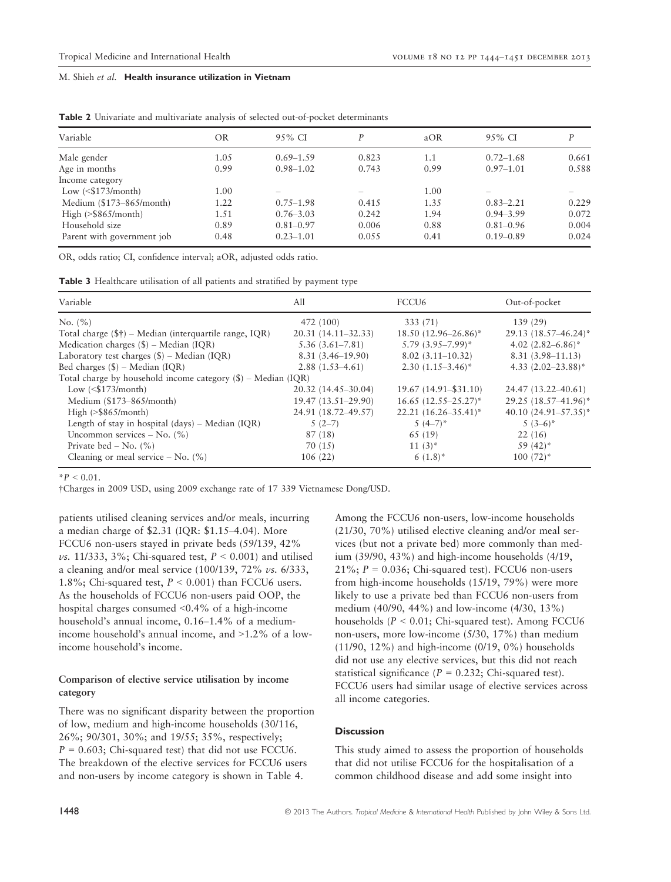**Table 2** Univariate and multivariate analysis of selected out-of-pocket determinants

| Variable | OR | 95% CI | *P* | aOR | 95% CI | *P* |
|---|---|---|---|---|---|---|
| Male gender | 1.05 | 0.69–1.59 | 0.823 | 1.1 | 0.72–1.68 | 0.661 |
| Age in months | 0.99 | 0.98–1.02 | 0.743 | 0.99 | 0.97–1.01 | 0.588 |
| Income category | | | | | | |
| Low (<$173/month) | 1.00 | – | – | 1.00 | – | – |
| Medium ($173–865/month) | 1.22 | 0.75–1.98 | 0.415 | 1.35 | 0.83–2.21 | 0.229 |
| High (>$865/month) | 1.51 | 0.76–3.03 | 0.242 | 1.94 | 0.94–3.99 | 0.072 |
| Household size | 0.89 | 0.81–0.97 | 0.006 | 0.88 | 0.81–0.96 | 0.004 |
| Parent with government job | 0.48 | 0.23–1.01 | 0.055 | 0.41 | 0.19–0.89 | 0.024 |

OR, odds ratio; CI, confidence interval; aOR, adjusted odds ratio.

**Table 3** Healthcare utilisation of all patients and stratified by payment type

| Variable | All | FCCU6 | Out-of-pocket |
|---|---|---|---|
| No. (%) | 472 (100) | 333 (71) | 139 (29) |
| Total charge ($†) – Median (interquartile range, IQR) | 20.31 (14.11–32.33) | 18.50 (12.96–26.86)* | 29.13 (18.57–46.24)* |
| Medication charges ($) – Median (IQR) | 5.36 (3.61–7.81) | 5.79 (3.95–7.99)* | 4.02 (2.82–6.86)* |
| Laboratory test charges ($) – Median (IQR) | 8.31 (3.46–19.90) | 8.02 (3.11–10.32) | 8.31 (3.98–11.13) |
| Bed charges ($) – Median (IQR) | 2.88 (1.53–4.61) | 2.30 (1.15–3.46)* | 4.33 (2.02–23.88)* |
| Total charge by household income category ($) – Median (IQR) | | | |
| Low (<$173/month) | 20.32 (14.45–30.04) | 19.67 (14.91–$31.10) | 24.47 (13.22–40.61) |
| Medium ($173–865/month) | 19.47 (13.51–29.90) | 16.65 (12.55–25.27)* | 29.25 (18.57–41.96)* |
| High (>$865/month) | 24.91 (18.72–49.57) | 22.21 (16.26–35.41)* | 40.10 (24.91–57.35)* |
| Length of stay in hospital (days) – Median (IQR) | 5 (2–7) | 5 (4–7)* | 5 (3–6)* |
| Uncommon services – No. (%) | 87 (18) | 65 (19) | 22 (16) |
| Private bed – No. (%) | 70 (15) | 11 (3)* | 59 (42)* |
| Cleaning or meal service – No. (%) | 106 (22) | 6 (1.8)* | 100 (72)* |

*$P < 0.01$.

†Charges in 2009 USD, using 2009 exchange rate of 17 339 Vietnamese Dong/USD.

patients utilised cleaning services and/or meals, incurring a median charge of $2.31 (IQR: $1.15–4.04). More FCCU6 non-users stayed in private beds (59/139, 42% *vs.* 11/333, 3%; Chi-squared test, $P < 0.001$) and utilised a cleaning and/or meal service (100/139, 72% *vs.* 6/333, 1.8%; Chi-squared test, $P < 0.001$) than FCCU6 users. As the households of FCCU6 non-users paid OOP, the hospital charges consumed <0.4% of a high-income household's annual income, 0.16–1.4% of a medium-income household's annual income, and >1.2% of a low-income household's income.

### Comparison of elective service utilisation by income category

There was no significant disparity between the proportion of low, medium and high-income households (30/116, 26%; 90/301, 30%; and 19/55; 35%, respectively; $P = 0.603$; Chi-squared test) that did not use FCCU6. The breakdown of the elective services for FCCU6 users and non-users by income category is shown in Table 4.

Among the FCCU6 non-users, low-income households (21/30, 70%) utilised elective cleaning and/or meal services (but not a private bed) more commonly than medium (39/90, 43%) and high-income households (4/19, 21%; $P = 0.036$; Chi-squared test). FCCU6 non-users from high-income households (15/19, 79%) were more likely to use a private bed than FCCU6 non-users from medium (40/90, 44%) and low-income (4/30, 13%) households ($P < 0.01$; Chi-squared test). Among FCCU6 non-users, more low-income (5/30, 17%) than medium (11/90, 12%) and high-income (0/19, 0%) households did not use any elective services, but this did not reach statistical significance ($P = 0.232$; Chi-squared test). FCCU6 users had similar usage of elective services across all income categories.

## Discussion

This study aimed to assess the proportion of households that did not utilise FCCU6 for the hospitalisation of a common childhood disease and add some insight into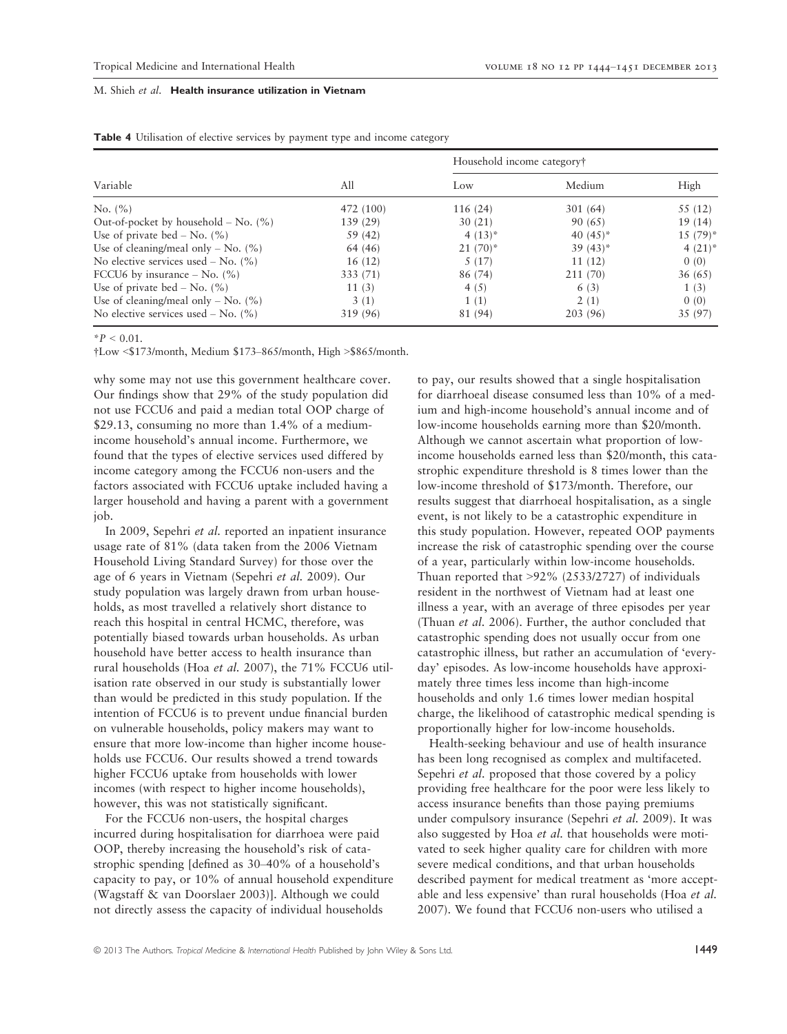**Table 4** Utilisation of elective services by payment type and income category

| Variable | All | Household income category† | | |
|---|---|---|---|---|
| | | Low | Medium | High |
| No. (%) | 472 (100) | 116 (24) | 301 (64) | 55 (12) |
| Out-of-pocket by household – No. (%) | 139 (29) | 30 (21) | 90 (65) | 19 (14) |
| Use of private bed – No. (%) | 59 (42) | 4 (13)* | 40 (45)* | 15 (79)* |
| Use of cleaning/meal only – No. (%) | 64 (46) | 21 (70)* | 39 (43)* | 4 (21)* |
| No elective services used – No. (%) | 16 (12) | 5 (17) | 11 (12) | 0 (0) |
| FCCU6 by insurance – No. (%) | 333 (71) | 86 (74) | 211 (70) | 36 (65) |
| Use of private bed – No. (%) | 11 (3) | 4 (5) | 6 (3) | 1 (3) |
| Use of cleaning/meal only – No. (%) | 3 (1) | 1 (1) | 2 (1) | 0 (0) |
| No elective services used – No. (%) | 319 (96) | 81 (94) | 203 (96) | 35 (97) |

*$P < 0.01$.

†Low <$173/month, Medium $173–865/month, High >$865/month.

why some may not use this government healthcare cover. Our findings show that 29% of the study population did not use FCCU6 and paid a median total OOP charge of $29.13, consuming no more than 1.4% of a medium-income household's annual income. Furthermore, we found that the types of elective services used differed by income category among the FCCU6 non-users and the factors associated with FCCU6 uptake included having a larger household and having a parent with a government job.

In 2009, Sepehri *et al.* reported an inpatient insurance usage rate of 81% (data taken from the 2006 Vietnam Household Living Standard Survey) for those over the age of 6 years in Vietnam (Sepehri *et al.* 2009). Our study population was largely drawn from urban households, as most travelled a relatively short distance to reach this hospital in central HCMC, therefore, was potentially biased towards urban households. As urban household have better access to health insurance than rural households (Hoa *et al.* 2007), the 71% FCCU6 utilisation rate observed in our study is substantially lower than would be predicted in this study population. If the intention of FCCU6 is to prevent undue financial burden on vulnerable households, policy makers may want to ensure that more low-income than higher income households use FCCU6. Our results showed a trend towards higher FCCU6 uptake from households with lower incomes (with respect to higher income households), however, this was not statistically significant.

For the FCCU6 non-users, the hospital charges incurred during hospitalisation for diarrhoea were paid OOP, thereby increasing the household's risk of catastrophic spending [defined as 30–40% of a household's capacity to pay, or 10% of annual household expenditure (Wagstaff & van Doorslaer 2003)]. Although we could not directly assess the capacity of individual households to pay, our results showed that a single hospitalisation for diarrhoeal disease consumed less than 10% of a medium and high-income household's annual income and of low-income households earning more than $20/month. Although we cannot ascertain what proportion of low-income households earned less than $20/month, this catastrophic expenditure threshold is 8 times lower than the low-income threshold of $173/month. Therefore, our results suggest that diarrhoeal hospitalisation, as a single event, is not likely to be a catastrophic expenditure in this study population. However, repeated OOP payments increase the risk of catastrophic spending over the course of a year, particularly within low-income households. Thuan reported that >92% (2533/2727) of individuals resident in the northwest of Vietnam had at least one illness a year, with an average of three episodes per year (Thuan *et al.* 2006). Further, the author concluded that catastrophic spending does not usually occur from one catastrophic illness, but rather an accumulation of 'everyday' episodes. As low-income households have approximately three times less income than high-income households and only 1.6 times lower median hospital charge, the likelihood of catastrophic medical spending is proportionally higher for low-income households.

Health-seeking behaviour and use of health insurance has been long recognised as complex and multifaceted. Sepehri *et al.* proposed that those covered by a policy providing free healthcare for the poor were less likely to access insurance benefits than those paying premiums under compulsory insurance (Sepehri *et al.* 2009). It was also suggested by Hoa *et al.* that households were motivated to seek higher quality care for children with more severe medical conditions, and that urban households described payment for medical treatment as 'more acceptable and less expensive' than rural households (Hoa *et al.* 2007). We found that FCCU6 non-users who utilised a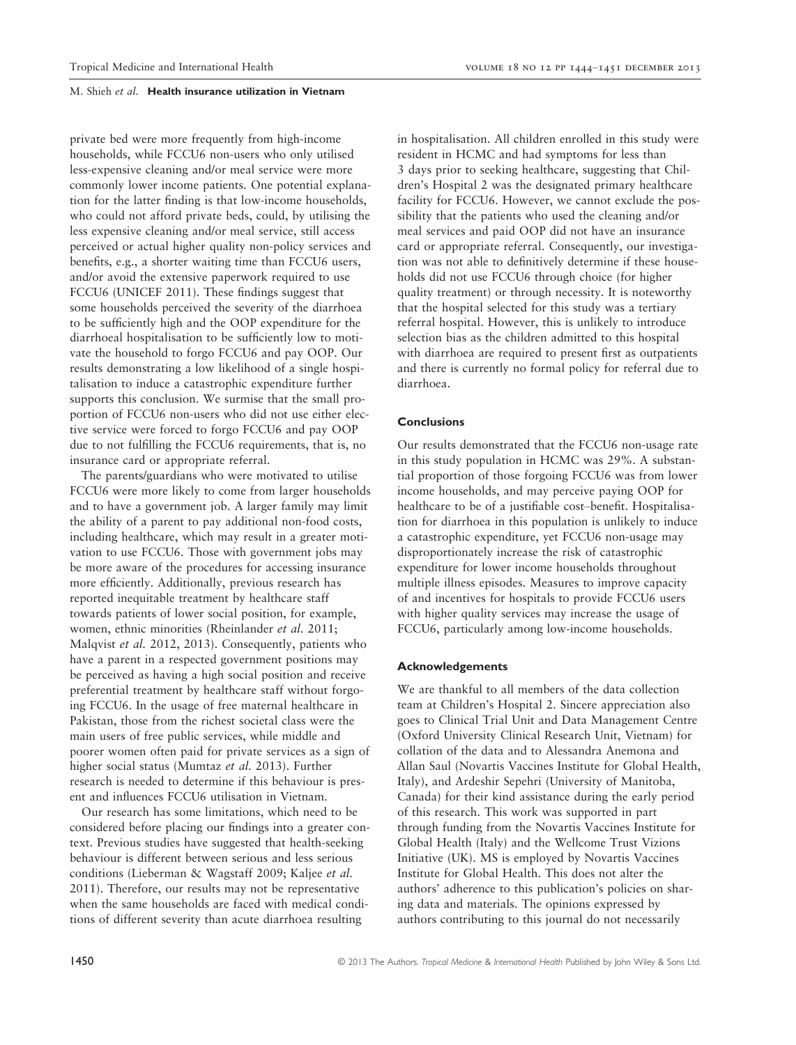private bed were more frequently from high-income households, while FCCU6 non-users who only utilised less-expensive cleaning and/or meal service were more commonly lower income patients. One potential explanation for the latter finding is that low-income households, who could not afford private beds, could, by utilising the less expensive cleaning and/or meal service, still access perceived or actual higher quality non-policy services and benefits, e.g., a shorter waiting time than FCCU6 users, and/or avoid the extensive paperwork required to use FCCU6 (UNICEF 2011). These findings suggest that some households perceived the severity of the diarrhoea to be sufficiently high and the OOP expenditure for the diarrhoeal hospitalisation to be sufficiently low to motivate the household to forgo FCCU6 and pay OOP. Our results demonstrating a low likelihood of a single hospitalisation to induce a catastrophic expenditure further supports this conclusion. We surmise that the small proportion of FCCU6 non-users who did not use either elective service were forced to forgo FCCU6 and pay OOP due to not fulfilling the FCCU6 requirements, that is, no insurance card or appropriate referral.

The parents/guardians who were motivated to utilise FCCU6 were more likely to come from larger households and to have a government job. A larger family may limit the ability of a parent to pay additional non-food costs, including healthcare, which may result in a greater motivation to use FCCU6. Those with government jobs may be more aware of the procedures for accessing insurance more efficiently. Additionally, previous research has reported inequitable treatment by healthcare staff towards patients of lower social position, for example, women, ethnic minorities (Rheinlander *et al.* 2011; Malqvist *et al.* 2012, 2013). Consequently, patients who have a parent in a respected government positions may be perceived as having a high social position and receive preferential treatment by healthcare staff without forgoing FCCU6. In the usage of free maternal healthcare in Pakistan, those from the richest societal class were the main users of free public services, while middle and poorer women often paid for private services as a sign of higher social status (Mumtaz *et al.* 2013). Further research is needed to determine if this behaviour is present and influences FCCU6 utilisation in Vietnam.

Our research has some limitations, which need to be considered before placing our findings into a greater context. Previous studies have suggested that health-seeking behaviour is different between serious and less serious conditions (Lieberman & Wagstaff 2009; Kaljee *et al.* 2011). Therefore, our results may not be representative when the same households are faced with medical conditions of different severity than acute diarrhoea resulting in hospitalisation. All children enrolled in this study were resident in HCMC and had symptoms for less than 3 days prior to seeking healthcare, suggesting that Children's Hospital 2 was the designated primary healthcare facility for FCCU6. However, we cannot exclude the possibility that the patients who used the cleaning and/or meal services and paid OOP did not have an insurance card or appropriate referral. Consequently, our investigation was not able to definitively determine if these households did not use FCCU6 through choice (for higher quality treatment) or through necessity. It is noteworthy that the hospital selected for this study was a tertiary referral hospital. However, this is unlikely to introduce selection bias as the children admitted to this hospital with diarrhoea are required to present first as outpatients and there is currently no formal policy for referral due to diarrhoea.

### Conclusions

Our results demonstrated that the FCCU6 non-usage rate in this study population in HCMC was 29%. A substantial proportion of those forgoing FCCU6 was from lower income households, and may perceive paying OOP for healthcare to be of a justifiable cost–benefit. Hospitalisation for diarrhoea in this population is unlikely to induce a catastrophic expenditure, yet FCCU6 non-usage may disproportionately increase the risk of catastrophic expenditure for lower income households throughout multiple illness episodes. Measures to improve capacity of and incentives for hospitals to provide FCCU6 users with higher quality services may increase the usage of FCCU6, particularly among low-income households.

### Acknowledgements

We are thankful to all members of the data collection team at Children's Hospital 2. Sincere appreciation also goes to Clinical Trial Unit and Data Management Centre (Oxford University Clinical Research Unit, Vietnam) for collation of the data and to Alessandra Anemona and Allan Saul (Novartis Vaccines Institute for Global Health, Italy), and Ardeshir Sepehri (University of Manitoba, Canada) for their kind assistance during the early period of this research. This work was supported in part through funding from the Novartis Vaccines Institute for Global Health (Italy) and the Wellcome Trust Vizions Initiative (UK). MS is employed by Novartis Vaccines Institute for Global Health. This does not alter the authors' adherence to this publication's policies on sharing data and materials. The opinions expressed by authors contributing to this journal do not necessarily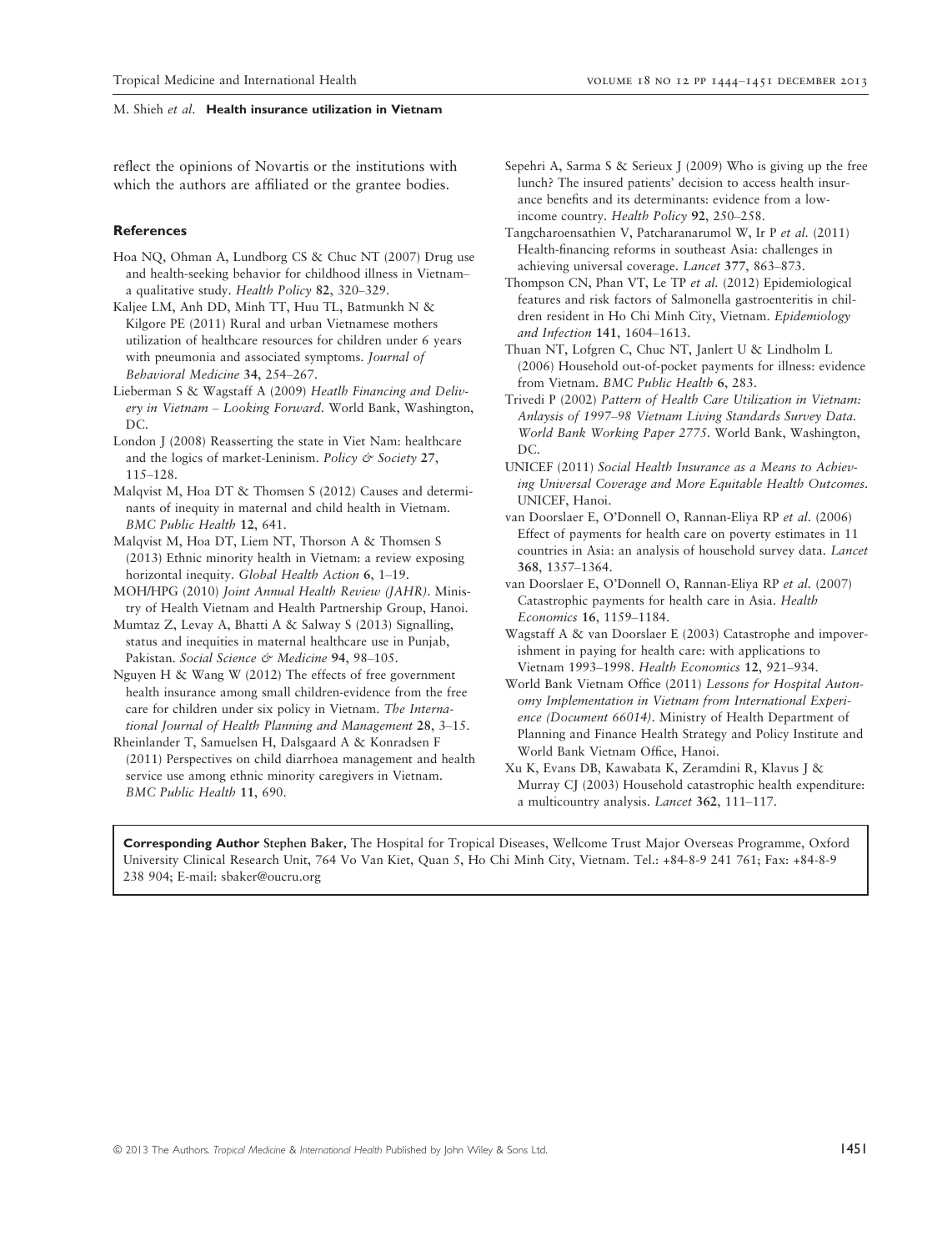reflect the opinions of Novartis or the institutions with which the authors are affiliated or the grantee bodies.

### References

Hoa NQ, Ohman A, Lundborg CS & Chuc NT (2007) Drug use and health-seeking behavior for childhood illness in Vietnam– a qualitative study. *Health Policy* **82**, 320–329.

Kaljee LM, Anh DD, Minh TT, Huu TL, Batmunkh N & Kilgore PE (2011) Rural and urban Vietnamese mothers utilization of healthcare resources for children under 6 years with pneumonia and associated symptoms. *Journal of Behavioral Medicine* **34**, 254–267.

Lieberman S & Wagstaff A (2009) *Heatlh Financing and Delivery in Vietnam – Looking Forward*. World Bank, Washington, DC.

London J (2008) Reasserting the state in Viet Nam: healthcare and the logics of market-Leninism. *Policy & Society* **27**, 115–128.

Malqvist M, Hoa DT & Thomsen S (2012) Causes and determinants of inequity in maternal and child health in Vietnam. *BMC Public Health* **12**, 641.

Malqvist M, Hoa DT, Liem NT, Thorson A & Thomsen S (2013) Ethnic minority health in Vietnam: a review exposing horizontal inequity. *Global Health Action* **6**, 1–19.

MOH/HPG (2010) *Joint Annual Health Review (JAHR)*. Ministry of Health Vietnam and Health Partnership Group, Hanoi.

Mumtaz Z, Levay A, Bhatti A & Salway S (2013) Signalling, status and inequities in maternal healthcare use in Punjab, Pakistan. *Social Science & Medicine* **94**, 98–105.

Nguyen H & Wang W (2012) The effects of free government health insurance among small children-evidence from the free care for children under six policy in Vietnam. *The International Journal of Health Planning and Management* **28**, 3–15.

Rheinlander T, Samuelsen H, Dalsgaard A & Konradsen F (2011) Perspectives on child diarrhoea management and health service use among ethnic minority caregivers in Vietnam. *BMC Public Health* **11**, 690.

Sepehri A, Sarma S & Serieux J (2009) Who is giving up the free lunch? The insured patients' decision to access health insurance benefits and its determinants: evidence from a low-income country. *Health Policy* **92**, 250–258.

Tangcharoensathien V, Patcharanarumol W, Ir P *et al.* (2011) Health-financing reforms in southeast Asia: challenges in achieving universal coverage. *Lancet* **377**, 863–873.

Thompson CN, Phan VT, Le TP *et al.* (2012) Epidemiological features and risk factors of Salmonella gastroenteritis in children resident in Ho Chi Minh City, Vietnam. *Epidemiology and Infection* **141**, 1604–1613.

Thuan NT, Lofgren C, Chuc NT, Janlert U & Lindholm L (2006) Household out-of-pocket payments for illness: evidence from Vietnam. *BMC Public Health* **6**, 283.

Trivedi P (2002) *Pattern of Health Care Utilization in Vietnam: Anlaysis of 1997–98 Vietnam Living Standards Survey Data. World Bank Working Paper 2775*. World Bank, Washington, DC.

UNICEF (2011) *Social Health Insurance as a Means to Achieving Universal Coverage and More Equitable Health Outcomes*. UNICEF, Hanoi.

van Doorslaer E, O'Donnell O, Rannan-Eliya RP *et al.* (2006) Effect of payments for health care on poverty estimates in 11 countries in Asia: an analysis of household survey data. *Lancet* **368**, 1357–1364.

van Doorslaer E, O'Donnell O, Rannan-Eliya RP *et al.* (2007) Catastrophic payments for health care in Asia. *Health Economics* **16**, 1159–1184.

Wagstaff A & van Doorslaer E (2003) Catastrophe and impoverishment in paying for health care: with applications to Vietnam 1993–1998. *Health Economics* **12**, 921–934.

World Bank Vietnam Office (2011) *Lessons for Hospital Autonomy Implementation in Vietnam from International Experience (Document 66014)*. Ministry of Health Department of Planning and Finance Health Strategy and Policy Institute and World Bank Vietnam Office, Hanoi.

Xu K, Evans DB, Kawabata K, Zeramdini R, Klavus J & Murray CJ (2003) Household catastrophic health expenditure: a multicountry analysis. *Lancet* **362**, 111–117.

**Corresponding Author Stephen Baker,** The Hospital for Tropical Diseases, Wellcome Trust Major Overseas Programme, Oxford University Clinical Research Unit, 764 Vo Van Kiet, Quan 5, Ho Chi Minh City, Vietnam. Tel.: +84-8-9 241 761; Fax: +84-8-9 238 904; E-mail: sbaker@oucru.org